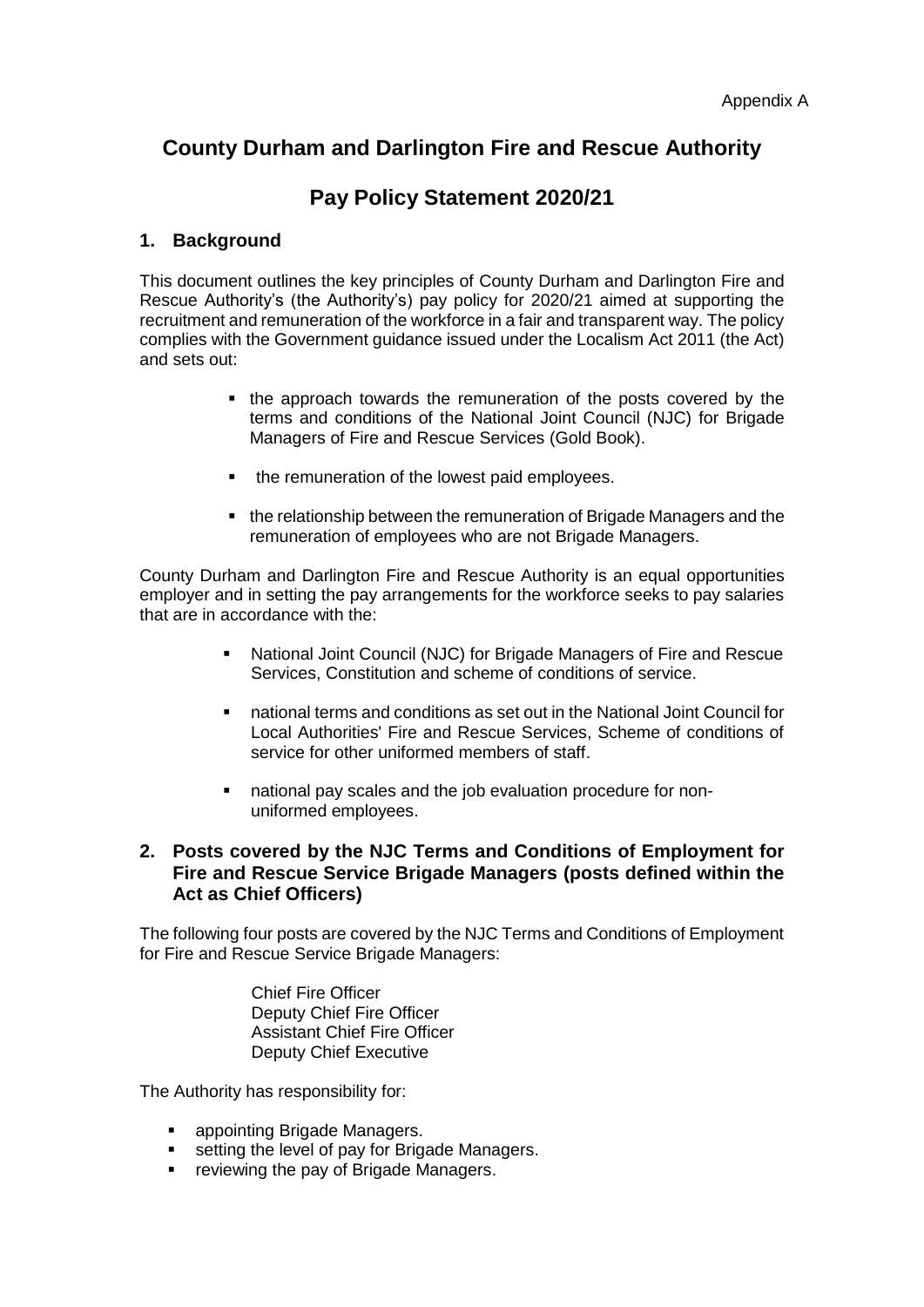Appendix A

# County Durham and Darlington Fire and Rescue Authority

# Pay Policy Statement 2020/21

## 1. Background

This document outlines the key principles of County Durham and Darlington Fire and Rescue Authority's (the Authority's) pay policy for 2020/21 aimed at supporting the recruitment and remuneration of the workforce in a fair and transparent way. The policy complies with the Government guidance issued under the Localism Act 2011 (the Act) and sets out:

- the approach towards the remuneration of the posts covered by the terms and conditions of the National Joint Council (NJC) for Brigade Managers of Fire and Rescue Services (Gold Book).
- the remuneration of the lowest paid employees.
- the relationship between the remuneration of Brigade Managers and the remuneration of employees who are not Brigade Managers.

County Durham and Darlington Fire and Rescue Authority is an equal opportunities employer and in setting the pay arrangements for the workforce seeks to pay salaries that are in accordance with the:

- National Joint Council (NJC) for Brigade Managers of Fire and Rescue Services, Constitution and scheme of conditions of service.
- national terms and conditions as set out in the National Joint Council for Local Authorities' Fire and Rescue Services, Scheme of conditions of service for other uniformed members of staff.
- national pay scales and the job evaluation procedure for non-uniformed employees.

## 2. Posts covered by the NJC Terms and Conditions of Employment for Fire and Rescue Service Brigade Managers (posts defined within the Act as Chief Officers)

The following four posts are covered by the NJC Terms and Conditions of Employment for Fire and Rescue Service Brigade Managers:

Chief Fire Officer
Deputy Chief Fire Officer
Assistant Chief Fire Officer
Deputy Chief Executive

The Authority has responsibility for:

- appointing Brigade Managers.
- setting the level of pay for Brigade Managers.
- reviewing the pay of Brigade Managers.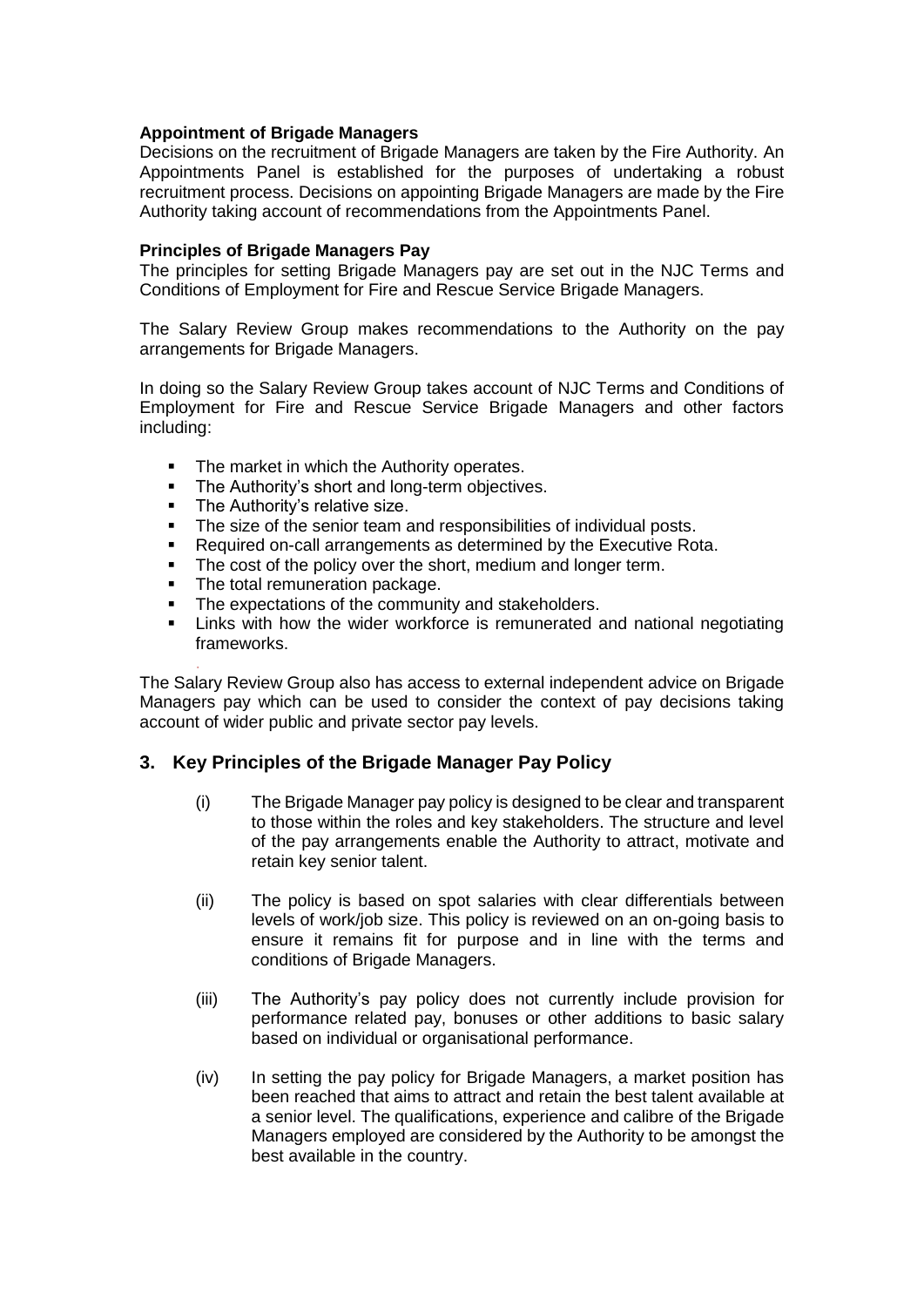**Appointment of Brigade Managers**

Decisions on the recruitment of Brigade Managers are taken by the Fire Authority. An Appointments Panel is established for the purposes of undertaking a robust recruitment process. Decisions on appointing Brigade Managers are made by the Fire Authority taking account of recommendations from the Appointments Panel.

**Principles of Brigade Managers Pay**

The principles for setting Brigade Managers pay are set out in the NJC Terms and Conditions of Employment for Fire and Rescue Service Brigade Managers.

The Salary Review Group makes recommendations to the Authority on the pay arrangements for Brigade Managers.

In doing so the Salary Review Group takes account of NJC Terms and Conditions of Employment for Fire and Rescue Service Brigade Managers and other factors including:

- The market in which the Authority operates.
- The Authority's short and long-term objectives.
- The Authority's relative size.
- The size of the senior team and responsibilities of individual posts.
- Required on-call arrangements as determined by the Executive Rota.
- The cost of the policy over the short, medium and longer term.
- The total remuneration package.
- The expectations of the community and stakeholders.
- Links with how the wider workforce is remunerated and national negotiating frameworks.

The Salary Review Group also has access to external independent advice on Brigade Managers pay which can be used to consider the context of pay decisions taking account of wider public and private sector pay levels.

## 3. Key Principles of the Brigade Manager Pay Policy

(i) The Brigade Manager pay policy is designed to be clear and transparent to those within the roles and key stakeholders. The structure and level of the pay arrangements enable the Authority to attract, motivate and retain key senior talent.

(ii) The policy is based on spot salaries with clear differentials between levels of work/job size. This policy is reviewed on an on-going basis to ensure it remains fit for purpose and in line with the terms and conditions of Brigade Managers.

(iii) The Authority's pay policy does not currently include provision for performance related pay, bonuses or other additions to basic salary based on individual or organisational performance.

(iv) In setting the pay policy for Brigade Managers, a market position has been reached that aims to attract and retain the best talent available at a senior level. The qualifications, experience and calibre of the Brigade Managers employed are considered by the Authority to be amongst the best available in the country.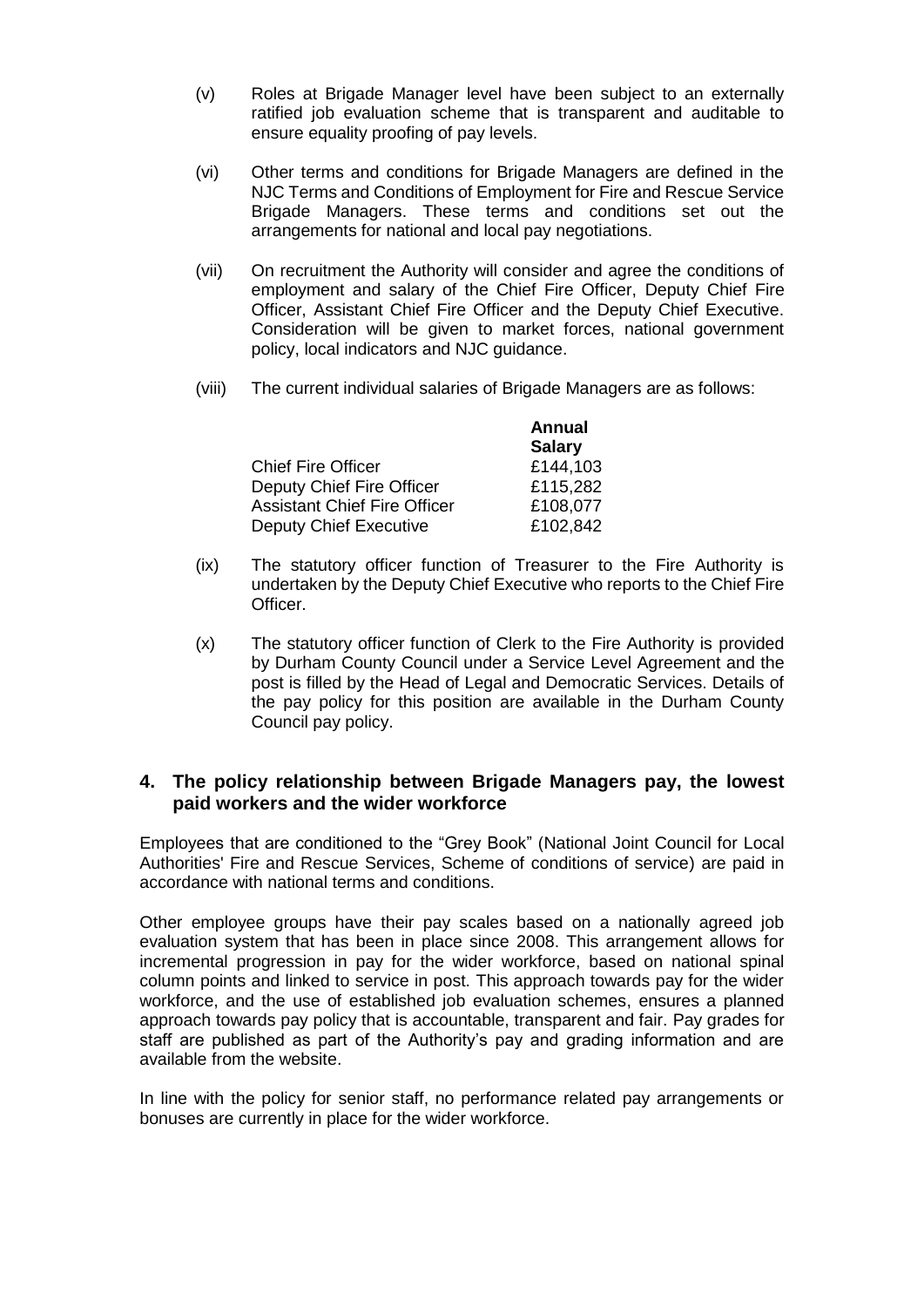(v) Roles at Brigade Manager level have been subject to an externally ratified job evaluation scheme that is transparent and auditable to ensure equality proofing of pay levels.

(vi) Other terms and conditions for Brigade Managers are defined in the NJC Terms and Conditions of Employment for Fire and Rescue Service Brigade Managers. These terms and conditions set out the arrangements for national and local pay negotiations.

(vii) On recruitment the Authority will consider and agree the conditions of employment and salary of the Chief Fire Officer, Deputy Chief Fire Officer, Assistant Chief Fire Officer and the Deputy Chief Executive. Consideration will be given to market forces, national government policy, local indicators and NJC guidance.

(viii) The current individual salaries of Brigade Managers are as follows:

| | **Annual Salary** |
|---|---|
| Chief Fire Officer | £144,103 |
| Deputy Chief Fire Officer | £115,282 |
| Assistant Chief Fire Officer | £108,077 |
| Deputy Chief Executive | £102,842 |

(ix) The statutory officer function of Treasurer to the Fire Authority is undertaken by the Deputy Chief Executive who reports to the Chief Fire Officer.

(x) The statutory officer function of Clerk to the Fire Authority is provided by Durham County Council under a Service Level Agreement and the post is filled by the Head of Legal and Democratic Services. Details of the pay policy for this position are available in the Durham County Council pay policy.

## 4. The policy relationship between Brigade Managers pay, the lowest paid workers and the wider workforce

Employees that are conditioned to the "Grey Book" (National Joint Council for Local Authorities' Fire and Rescue Services, Scheme of conditions of service) are paid in accordance with national terms and conditions.

Other employee groups have their pay scales based on a nationally agreed job evaluation system that has been in place since 2008. This arrangement allows for incremental progression in pay for the wider workforce, based on national spinal column points and linked to service in post. This approach towards pay for the wider workforce, and the use of established job evaluation schemes, ensures a planned approach towards pay policy that is accountable, transparent and fair. Pay grades for staff are published as part of the Authority's pay and grading information and are available from the website.

In line with the policy for senior staff, no performance related pay arrangements or bonuses are currently in place for the wider workforce.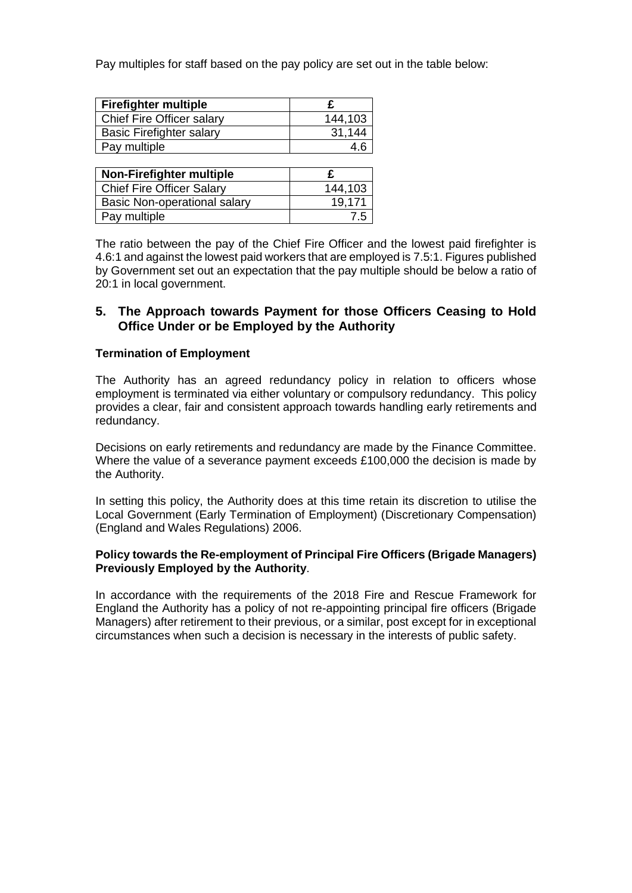Pay multiples for staff based on the pay policy are set out in the table below:

| Firefighter multiple | £ |
|---|---|
| Chief Fire Officer salary | 144,103 |
| Basic Firefighter salary | 31,144 |
| Pay multiple | 4.6 |

| Non-Firefighter multiple | £ |
|---|---|
| Chief Fire Officer Salary | 144,103 |
| Basic Non-operational salary | 19,171 |
| Pay multiple | 7.5 |

The ratio between the pay of the Chief Fire Officer and the lowest paid firefighter is 4.6:1 and against the lowest paid workers that are employed is 7.5:1. Figures published by Government set out an expectation that the pay multiple should be below a ratio of 20:1 in local government.

## 5. The Approach towards Payment for those Officers Ceasing to Hold Office Under or be Employed by the Authority

**Termination of Employment**

The Authority has an agreed redundancy policy in relation to officers whose employment is terminated via either voluntary or compulsory redundancy. This policy provides a clear, fair and consistent approach towards handling early retirements and redundancy.

Decisions on early retirements and redundancy are made by the Finance Committee. Where the value of a severance payment exceeds £100,000 the decision is made by the Authority.

In setting this policy, the Authority does at this time retain its discretion to utilise the Local Government (Early Termination of Employment) (Discretionary Compensation) (England and Wales Regulations) 2006.

**Policy towards the Re-employment of Principal Fire Officers (Brigade Managers) Previously Employed by the Authority**.

In accordance with the requirements of the 2018 Fire and Rescue Framework for England the Authority has a policy of not re-appointing principal fire officers (Brigade Managers) after retirement to their previous, or a similar, post except for in exceptional circumstances when such a decision is necessary in the interests of public safety.